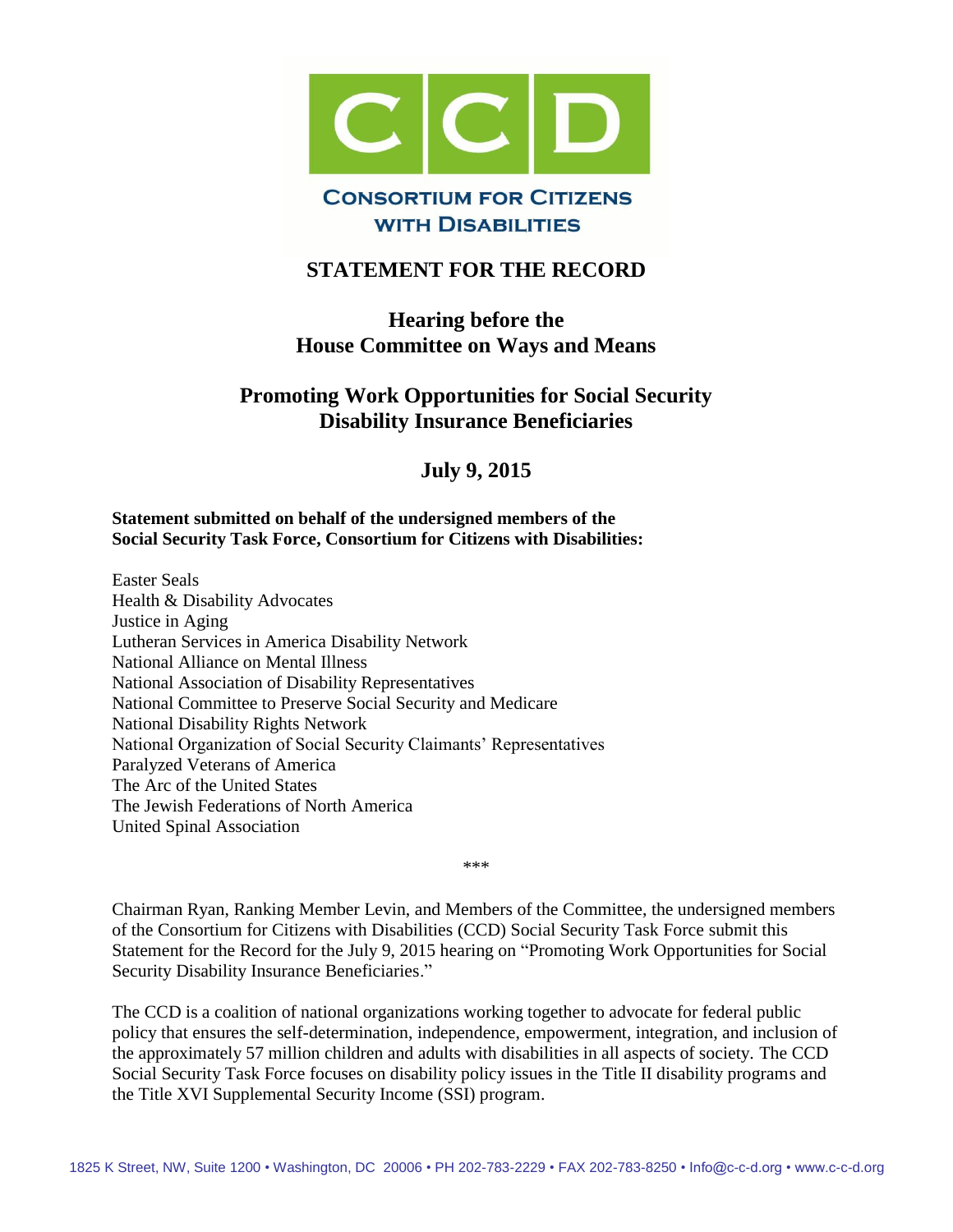# CCD

**CONSORTIUM FOR CITIZENS WITH DISABILITIES**

## STATEMENT FOR THE RECORD

## Hearing before the House Committee on Ways and Means

## Promoting Work Opportunities for Social Security Disability Insurance Beneficiaries

## July 9, 2015

**Statement submitted on behalf of the undersigned members of the Social Security Task Force, Consortium for Citizens with Disabilities:**

Easter Seals
Health & Disability Advocates
Justice in Aging
Lutheran Services in America Disability Network
National Alliance on Mental Illness
National Association of Disability Representatives
National Committee to Preserve Social Security and Medicare
National Disability Rights Network
National Organization of Social Security Claimants' Representatives
Paralyzed Veterans of America
The Arc of the United States
The Jewish Federations of North America
United Spinal Association

***

Chairman Ryan, Ranking Member Levin, and Members of the Committee, the undersigned members of the Consortium for Citizens with Disabilities (CCD) Social Security Task Force submit this Statement for the Record for the July 9, 2015 hearing on "Promoting Work Opportunities for Social Security Disability Insurance Beneficiaries."

The CCD is a coalition of national organizations working together to advocate for federal public policy that ensures the self-determination, independence, empowerment, integration, and inclusion of the approximately 57 million children and adults with disabilities in all aspects of society. The CCD Social Security Task Force focuses on disability policy issues in the Title II disability programs and the Title XVI Supplemental Security Income (SSI) program.

1825 K Street, NW, Suite 1200 • Washington, DC 20006 • PH 202-783-2229 • FAX 202-783-8250 • Info@c-c-d.org • www.c-c-d.org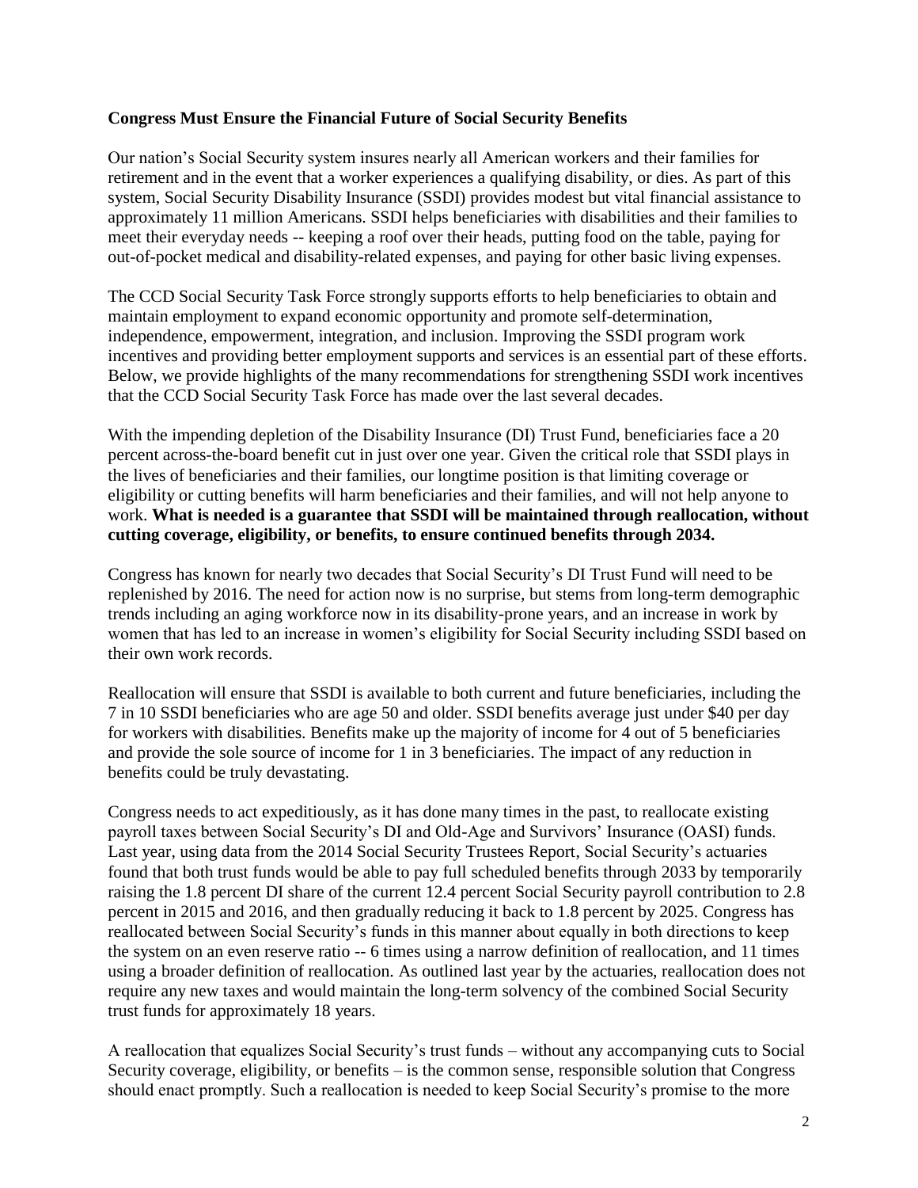**Congress Must Ensure the Financial Future of Social Security Benefits**

Our nation's Social Security system insures nearly all American workers and their families for retirement and in the event that a worker experiences a qualifying disability, or dies. As part of this system, Social Security Disability Insurance (SSDI) provides modest but vital financial assistance to approximately 11 million Americans. SSDI helps beneficiaries with disabilities and their families to meet their everyday needs -- keeping a roof over their heads, putting food on the table, paying for out-of-pocket medical and disability-related expenses, and paying for other basic living expenses.

The CCD Social Security Task Force strongly supports efforts to help beneficiaries to obtain and maintain employment to expand economic opportunity and promote self-determination, independence, empowerment, integration, and inclusion. Improving the SSDI program work incentives and providing better employment supports and services is an essential part of these efforts. Below, we provide highlights of the many recommendations for strengthening SSDI work incentives that the CCD Social Security Task Force has made over the last several decades.

With the impending depletion of the Disability Insurance (DI) Trust Fund, beneficiaries face a 20 percent across-the-board benefit cut in just over one year. Given the critical role that SSDI plays in the lives of beneficiaries and their families, our longtime position is that limiting coverage or eligibility or cutting benefits will harm beneficiaries and their families, and will not help anyone to work. **What is needed is a guarantee that SSDI will be maintained through reallocation, without cutting coverage, eligibility, or benefits, to ensure continued benefits through 2034.**

Congress has known for nearly two decades that Social Security's DI Trust Fund will need to be replenished by 2016. The need for action now is no surprise, but stems from long-term demographic trends including an aging workforce now in its disability-prone years, and an increase in work by women that has led to an increase in women's eligibility for Social Security including SSDI based on their own work records.

Reallocation will ensure that SSDI is available to both current and future beneficiaries, including the 7 in 10 SSDI beneficiaries who are age 50 and older. SSDI benefits average just under $40 per day for workers with disabilities. Benefits make up the majority of income for 4 out of 5 beneficiaries and provide the sole source of income for 1 in 3 beneficiaries. The impact of any reduction in benefits could be truly devastating.

Congress needs to act expeditiously, as it has done many times in the past, to reallocate existing payroll taxes between Social Security's DI and Old-Age and Survivors' Insurance (OASI) funds. Last year, using data from the 2014 Social Security Trustees Report, Social Security's actuaries found that both trust funds would be able to pay full scheduled benefits through 2033 by temporarily raising the 1.8 percent DI share of the current 12.4 percent Social Security payroll contribution to 2.8 percent in 2015 and 2016, and then gradually reducing it back to 1.8 percent by 2025. Congress has reallocated between Social Security's funds in this manner about equally in both directions to keep the system on an even reserve ratio -- 6 times using a narrow definition of reallocation, and 11 times using a broader definition of reallocation. As outlined last year by the actuaries, reallocation does not require any new taxes and would maintain the long-term solvency of the combined Social Security trust funds for approximately 18 years.

A reallocation that equalizes Social Security's trust funds – without any accompanying cuts to Social Security coverage, eligibility, or benefits – is the common sense, responsible solution that Congress should enact promptly. Such a reallocation is needed to keep Social Security's promise to the more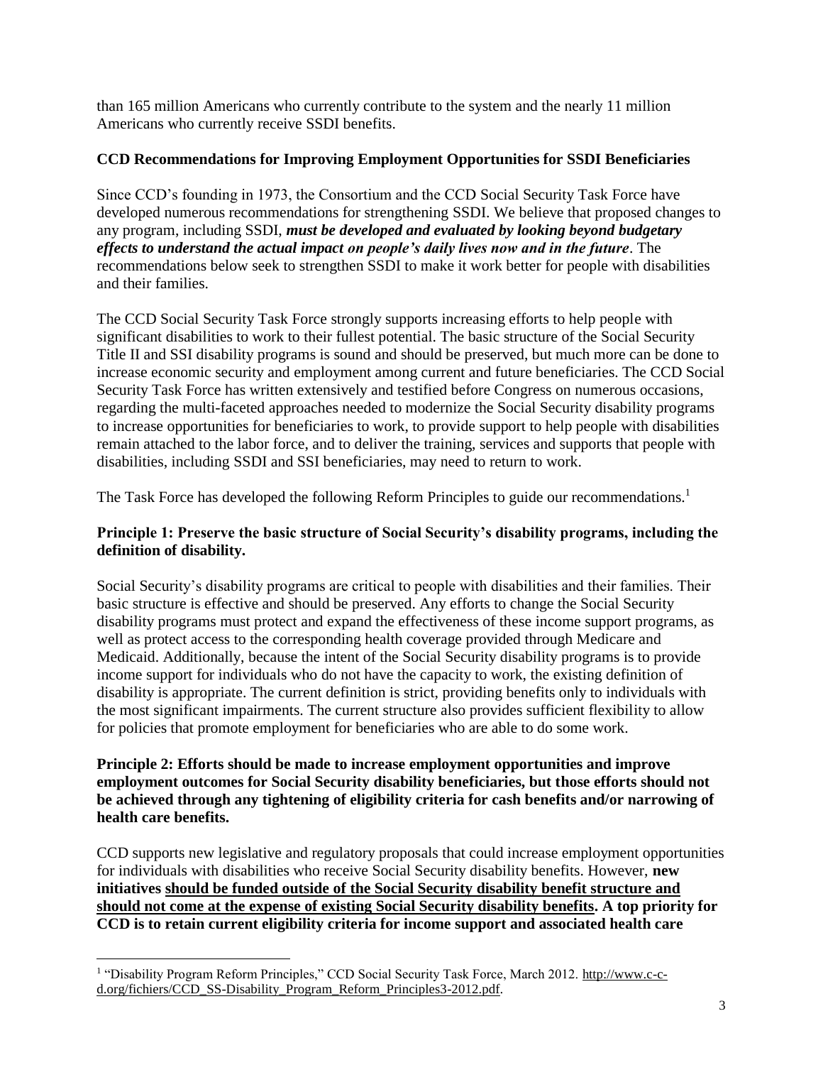than 165 million Americans who currently contribute to the system and the nearly 11 million Americans who currently receive SSDI benefits.

**CCD Recommendations for Improving Employment Opportunities for SSDI Beneficiaries**

Since CCD's founding in 1973, the Consortium and the CCD Social Security Task Force have developed numerous recommendations for strengthening SSDI. We believe that proposed changes to any program, including SSDI, ***must be developed and evaluated by looking beyond budgetary effects to understand the actual impact on people's daily lives now and in the future***. The recommendations below seek to strengthen SSDI to make it work better for people with disabilities and their families.

The CCD Social Security Task Force strongly supports increasing efforts to help people with significant disabilities to work to their fullest potential. The basic structure of the Social Security Title II and SSI disability programs is sound and should be preserved, but much more can be done to increase economic security and employment among current and future beneficiaries. The CCD Social Security Task Force has written extensively and testified before Congress on numerous occasions, regarding the multi-faceted approaches needed to modernize the Social Security disability programs to increase opportunities for beneficiaries to work, to provide support to help people with disabilities remain attached to the labor force, and to deliver the training, services and supports that people with disabilities, including SSDI and SSI beneficiaries, may need to return to work.

The Task Force has developed the following Reform Principles to guide our recommendations.[1]

**Principle 1: Preserve the basic structure of Social Security's disability programs, including the definition of disability.**

Social Security's disability programs are critical to people with disabilities and their families. Their basic structure is effective and should be preserved. Any efforts to change the Social Security disability programs must protect and expand the effectiveness of these income support programs, as well as protect access to the corresponding health coverage provided through Medicare and Medicaid. Additionally, because the intent of the Social Security disability programs is to provide income support for individuals who do not have the capacity to work, the existing definition of disability is appropriate. The current definition is strict, providing benefits only to individuals with the most significant impairments. The current structure also provides sufficient flexibility to allow for policies that promote employment for beneficiaries who are able to do some work.

**Principle 2: Efforts should be made to increase employment opportunities and improve employment outcomes for Social Security disability beneficiaries, but those efforts should not be achieved through any tightening of eligibility criteria for cash benefits and/or narrowing of health care benefits.**

CCD supports new legislative and regulatory proposals that could increase employment opportunities for individuals with disabilities who receive Social Security disability benefits. However, **new initiatives <u>should be funded outside of the Social Security disability benefit structure and should not come at the expense of existing Social Security disability benefits</u>. A top priority for CCD is to retain current eligibility criteria for income support and associated health care**

---

[1] "Disability Program Reform Principles," CCD Social Security Task Force, March 2012. http://www.c-c-d.org/fichiers/CCD_SS-Disability_Program_Reform_Principles3-2012.pdf.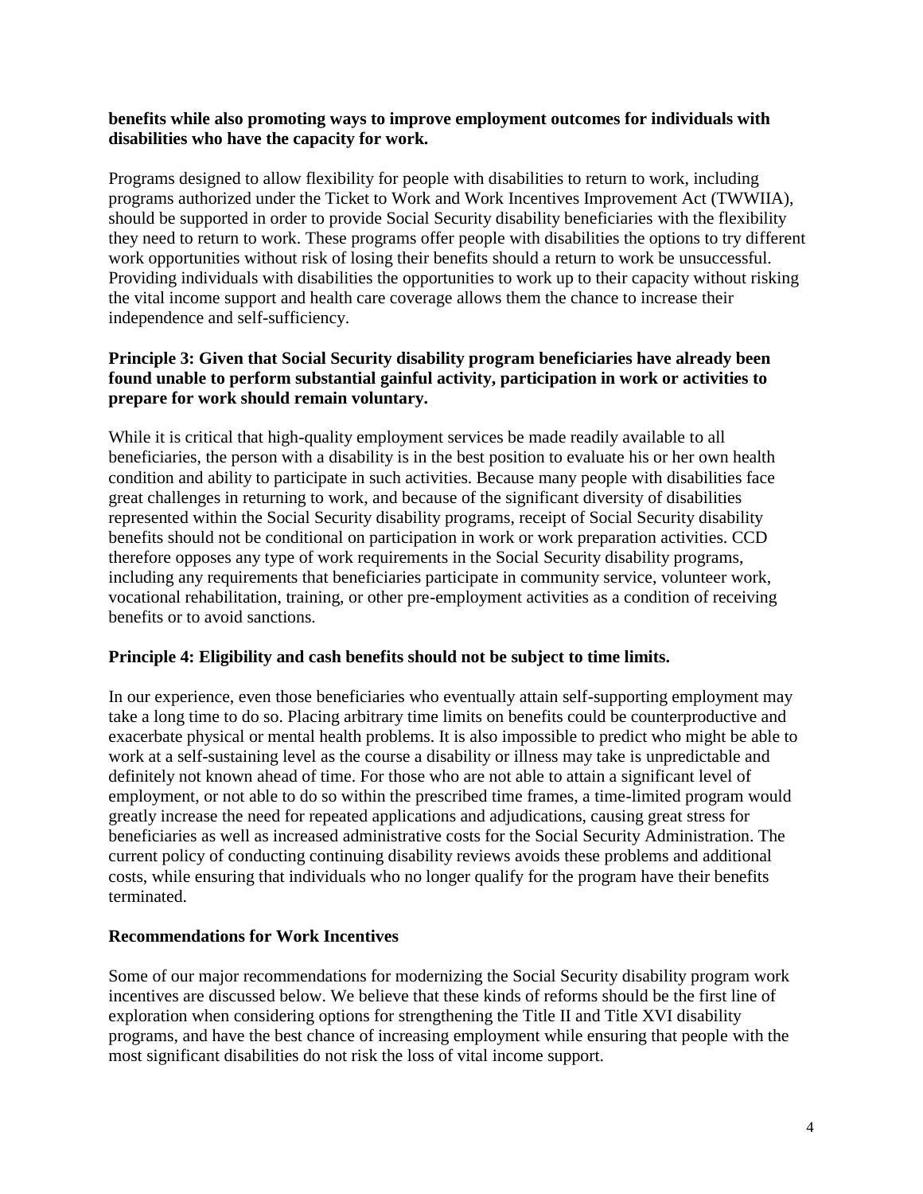**benefits while also promoting ways to improve employment outcomes for individuals with disabilities who have the capacity for work.**

Programs designed to allow flexibility for people with disabilities to return to work, including programs authorized under the Ticket to Work and Work Incentives Improvement Act (TWWIIA), should be supported in order to provide Social Security disability beneficiaries with the flexibility they need to return to work. These programs offer people with disabilities the options to try different work opportunities without risk of losing their benefits should a return to work be unsuccessful. Providing individuals with disabilities the opportunities to work up to their capacity without risking the vital income support and health care coverage allows them the chance to increase their independence and self-sufficiency.

**Principle 3: Given that Social Security disability program beneficiaries have already been found unable to perform substantial gainful activity, participation in work or activities to prepare for work should remain voluntary.**

While it is critical that high-quality employment services be made readily available to all beneficiaries, the person with a disability is in the best position to evaluate his or her own health condition and ability to participate in such activities. Because many people with disabilities face great challenges in returning to work, and because of the significant diversity of disabilities represented within the Social Security disability programs, receipt of Social Security disability benefits should not be conditional on participation in work or work preparation activities. CCD therefore opposes any type of work requirements in the Social Security disability programs, including any requirements that beneficiaries participate in community service, volunteer work, vocational rehabilitation, training, or other pre-employment activities as a condition of receiving benefits or to avoid sanctions.

**Principle 4: Eligibility and cash benefits should not be subject to time limits.**

In our experience, even those beneficiaries who eventually attain self-supporting employment may take a long time to do so. Placing arbitrary time limits on benefits could be counterproductive and exacerbate physical or mental health problems. It is also impossible to predict who might be able to work at a self-sustaining level as the course a disability or illness may take is unpredictable and definitely not known ahead of time. For those who are not able to attain a significant level of employment, or not able to do so within the prescribed time frames, a time-limited program would greatly increase the need for repeated applications and adjudications, causing great stress for beneficiaries as well as increased administrative costs for the Social Security Administration. The current policy of conducting continuing disability reviews avoids these problems and additional costs, while ensuring that individuals who no longer qualify for the program have their benefits terminated.

**Recommendations for Work Incentives**

Some of our major recommendations for modernizing the Social Security disability program work incentives are discussed below. We believe that these kinds of reforms should be the first line of exploration when considering options for strengthening the Title II and Title XVI disability programs, and have the best chance of increasing employment while ensuring that people with the most significant disabilities do not risk the loss of vital income support.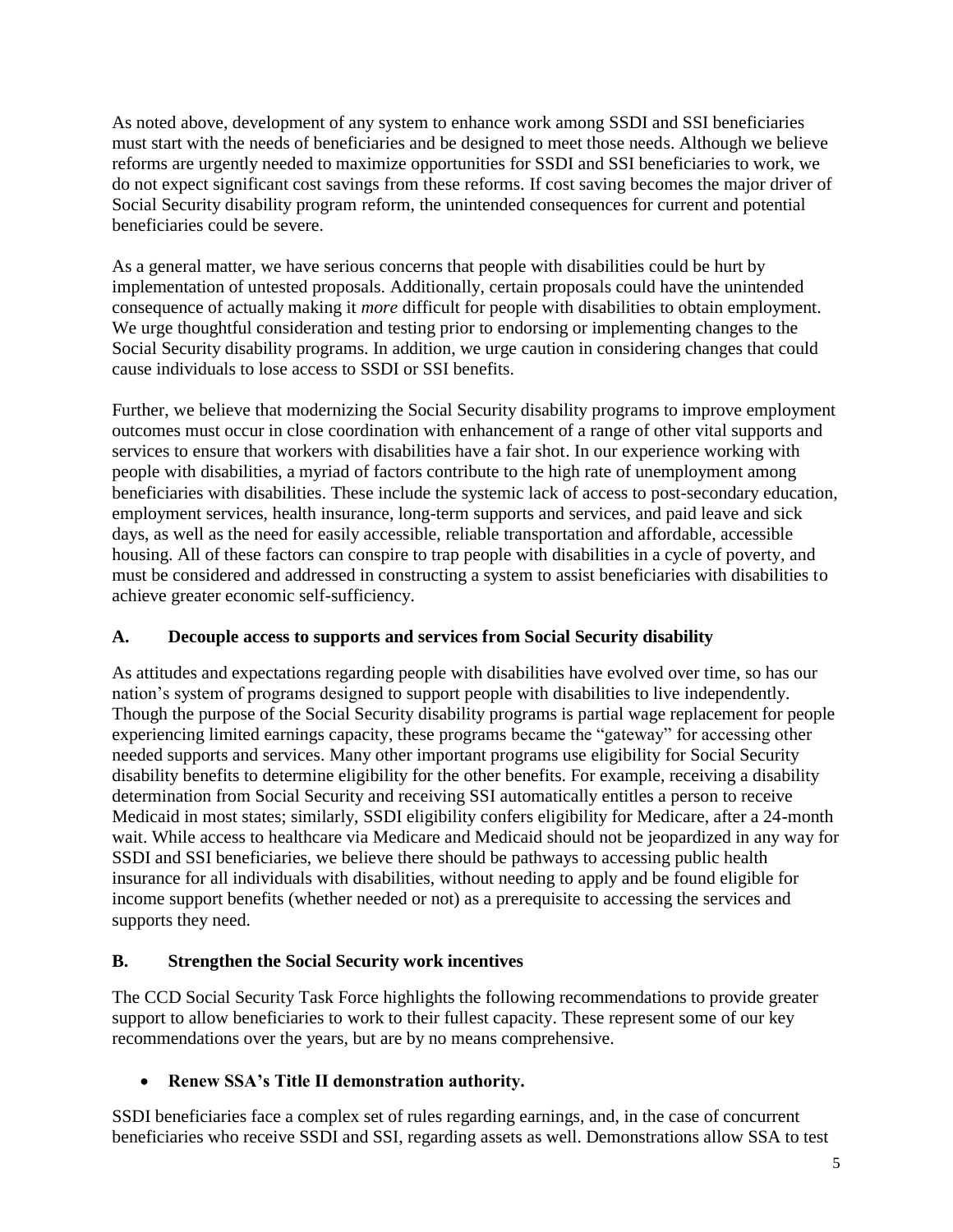As noted above, development of any system to enhance work among SSDI and SSI beneficiaries must start with the needs of beneficiaries and be designed to meet those needs. Although we believe reforms are urgently needed to maximize opportunities for SSDI and SSI beneficiaries to work, we do not expect significant cost savings from these reforms. If cost saving becomes the major driver of Social Security disability program reform, the unintended consequences for current and potential beneficiaries could be severe.

As a general matter, we have serious concerns that people with disabilities could be hurt by implementation of untested proposals. Additionally, certain proposals could have the unintended consequence of actually making it *more* difficult for people with disabilities to obtain employment. We urge thoughtful consideration and testing prior to endorsing or implementing changes to the Social Security disability programs. In addition, we urge caution in considering changes that could cause individuals to lose access to SSDI or SSI benefits.

Further, we believe that modernizing the Social Security disability programs to improve employment outcomes must occur in close coordination with enhancement of a range of other vital supports and services to ensure that workers with disabilities have a fair shot. In our experience working with people with disabilities, a myriad of factors contribute to the high rate of unemployment among beneficiaries with disabilities. These include the systemic lack of access to post-secondary education, employment services, health insurance, long-term supports and services, and paid leave and sick days, as well as the need for easily accessible, reliable transportation and affordable, accessible housing. All of these factors can conspire to trap people with disabilities in a cycle of poverty, and must be considered and addressed in constructing a system to assist beneficiaries with disabilities to achieve greater economic self-sufficiency.

### A. Decouple access to supports and services from Social Security disability

As attitudes and expectations regarding people with disabilities have evolved over time, so has our nation's system of programs designed to support people with disabilities to live independently. Though the purpose of the Social Security disability programs is partial wage replacement for people experiencing limited earnings capacity, these programs became the "gateway" for accessing other needed supports and services. Many other important programs use eligibility for Social Security disability benefits to determine eligibility for the other benefits. For example, receiving a disability determination from Social Security and receiving SSI automatically entitles a person to receive Medicaid in most states; similarly, SSDI eligibility confers eligibility for Medicare, after a 24-month wait. While access to healthcare via Medicare and Medicaid should not be jeopardized in any way for SSDI and SSI beneficiaries, we believe there should be pathways to accessing public health insurance for all individuals with disabilities, without needing to apply and be found eligible for income support benefits (whether needed or not) as a prerequisite to accessing the services and supports they need.

### B. Strengthen the Social Security work incentives

The CCD Social Security Task Force highlights the following recommendations to provide greater support to allow beneficiaries to work to their fullest capacity. These represent some of our key recommendations over the years, but are by no means comprehensive.

- **Renew SSA's Title II demonstration authority.**

SSDI beneficiaries face a complex set of rules regarding earnings, and, in the case of concurrent beneficiaries who receive SSDI and SSI, regarding assets as well. Demonstrations allow SSA to test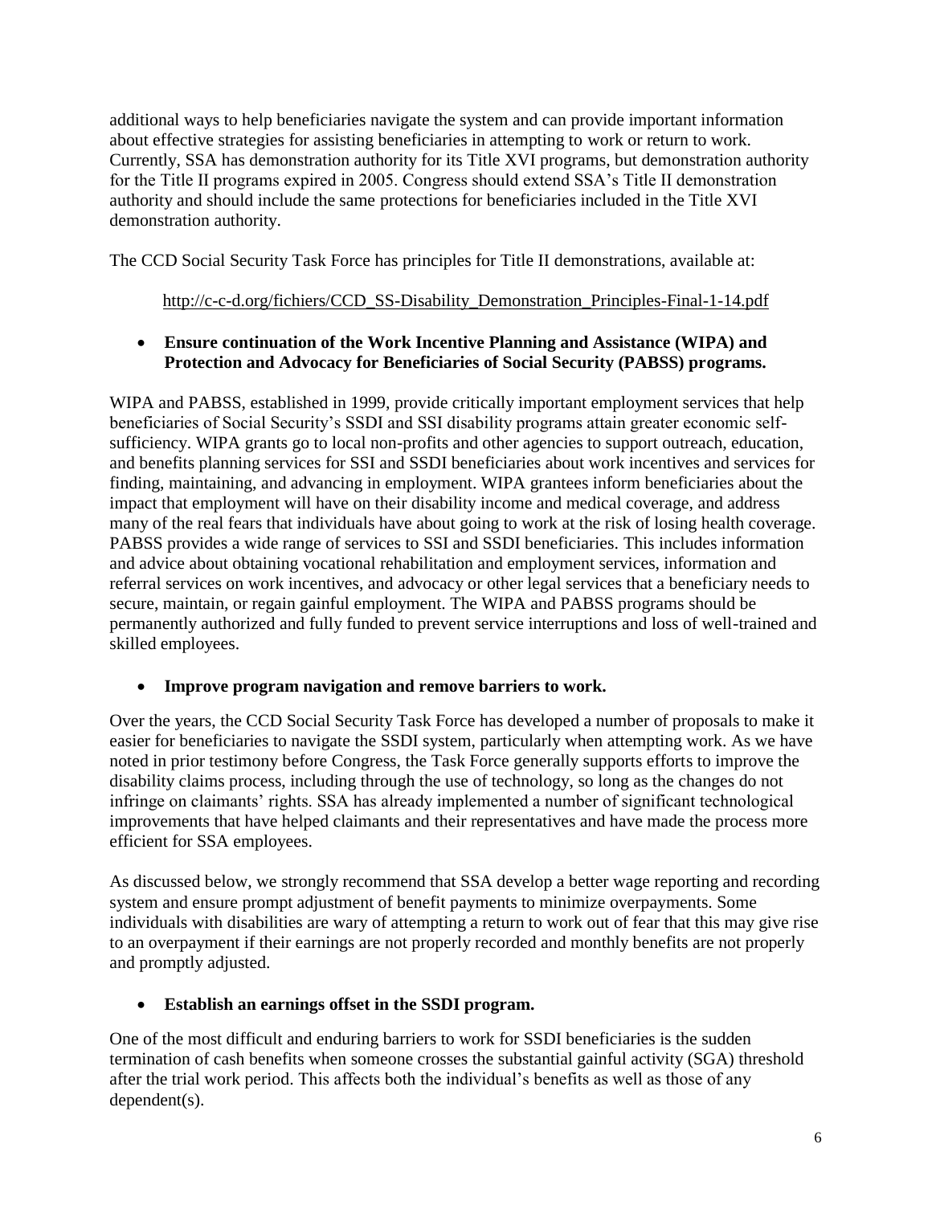additional ways to help beneficiaries navigate the system and can provide important information about effective strategies for assisting beneficiaries in attempting to work or return to work. Currently, SSA has demonstration authority for its Title XVI programs, but demonstration authority for the Title II programs expired in 2005. Congress should extend SSA's Title II demonstration authority and should include the same protections for beneficiaries included in the Title XVI demonstration authority.

The CCD Social Security Task Force has principles for Title II demonstrations, available at:

http://c-c-d.org/fichiers/CCD_SS-Disability_Demonstration_Principles-Final-1-14.pdf

- **Ensure continuation of the Work Incentive Planning and Assistance (WIPA) and Protection and Advocacy for Beneficiaries of Social Security (PABSS) programs.**

WIPA and PABSS, established in 1999, provide critically important employment services that help beneficiaries of Social Security's SSDI and SSI disability programs attain greater economic self-sufficiency. WIPA grants go to local non-profits and other agencies to support outreach, education, and benefits planning services for SSI and SSDI beneficiaries about work incentives and services for finding, maintaining, and advancing in employment. WIPA grantees inform beneficiaries about the impact that employment will have on their disability income and medical coverage, and address many of the real fears that individuals have about going to work at the risk of losing health coverage. PABSS provides a wide range of services to SSI and SSDI beneficiaries. This includes information and advice about obtaining vocational rehabilitation and employment services, information and referral services on work incentives, and advocacy or other legal services that a beneficiary needs to secure, maintain, or regain gainful employment. The WIPA and PABSS programs should be permanently authorized and fully funded to prevent service interruptions and loss of well-trained and skilled employees.

- **Improve program navigation and remove barriers to work.**

Over the years, the CCD Social Security Task Force has developed a number of proposals to make it easier for beneficiaries to navigate the SSDI system, particularly when attempting work. As we have noted in prior testimony before Congress, the Task Force generally supports efforts to improve the disability claims process, including through the use of technology, so long as the changes do not infringe on claimants' rights. SSA has already implemented a number of significant technological improvements that have helped claimants and their representatives and have made the process more efficient for SSA employees.

As discussed below, we strongly recommend that SSA develop a better wage reporting and recording system and ensure prompt adjustment of benefit payments to minimize overpayments. Some individuals with disabilities are wary of attempting a return to work out of fear that this may give rise to an overpayment if their earnings are not properly recorded and monthly benefits are not properly and promptly adjusted.

- **Establish an earnings offset in the SSDI program.**

One of the most difficult and enduring barriers to work for SSDI beneficiaries is the sudden termination of cash benefits when someone crosses the substantial gainful activity (SGA) threshold after the trial work period. This affects both the individual's benefits as well as those of any dependent(s).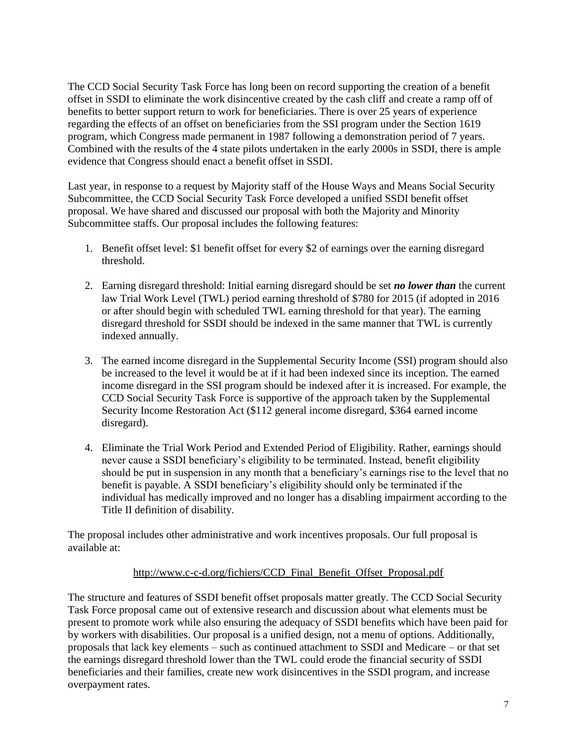The CCD Social Security Task Force has long been on record supporting the creation of a benefit offset in SSDI to eliminate the work disincentive created by the cash cliff and create a ramp off of benefits to better support return to work for beneficiaries. There is over 25 years of experience regarding the effects of an offset on beneficiaries from the SSI program under the Section 1619 program, which Congress made permanent in 1987 following a demonstration period of 7 years. Combined with the results of the 4 state pilots undertaken in the early 2000s in SSDI, there is ample evidence that Congress should enact a benefit offset in SSDI.

Last year, in response to a request by Majority staff of the House Ways and Means Social Security Subcommittee, the CCD Social Security Task Force developed a unified SSDI benefit offset proposal. We have shared and discussed our proposal with both the Majority and Minority Subcommittee staffs. Our proposal includes the following features:

1. Benefit offset level: $1 benefit offset for every $2 of earnings over the earning disregard threshold.

2. Earning disregard threshold: Initial earning disregard should be set ***no lower than*** the current law Trial Work Level (TWL) period earning threshold of $780 for 2015 (if adopted in 2016 or after should begin with scheduled TWL earning threshold for that year). The earning disregard threshold for SSDI should be indexed in the same manner that TWL is currently indexed annually.

3. The earned income disregard in the Supplemental Security Income (SSI) program should also be increased to the level it would be at if it had been indexed since its inception. The earned income disregard in the SSI program should be indexed after it is increased. For example, the CCD Social Security Task Force is supportive of the approach taken by the Supplemental Security Income Restoration Act ($112 general income disregard, $364 earned income disregard).

4. Eliminate the Trial Work Period and Extended Period of Eligibility. Rather, earnings should never cause a SSDI beneficiary's eligibility to be terminated. Instead, benefit eligibility should be put in suspension in any month that a beneficiary's earnings rise to the level that no benefit is payable. A SSDI beneficiary's eligibility should only be terminated if the individual has medically improved and no longer has a disabling impairment according to the Title II definition of disability.

The proposal includes other administrative and work incentives proposals. Our full proposal is available at:

http://www.c-c-d.org/fichiers/CCD_Final_Benefit_Offset_Proposal.pdf

The structure and features of SSDI benefit offset proposals matter greatly. The CCD Social Security Task Force proposal came out of extensive research and discussion about what elements must be present to promote work while also ensuring the adequacy of SSDI benefits which have been paid for by workers with disabilities. Our proposal is a unified design, not a menu of options. Additionally, proposals that lack key elements – such as continued attachment to SSDI and Medicare – or that set the earnings disregard threshold lower than the TWL could erode the financial security of SSDI beneficiaries and their families, create new work disincentives in the SSDI program, and increase overpayment rates.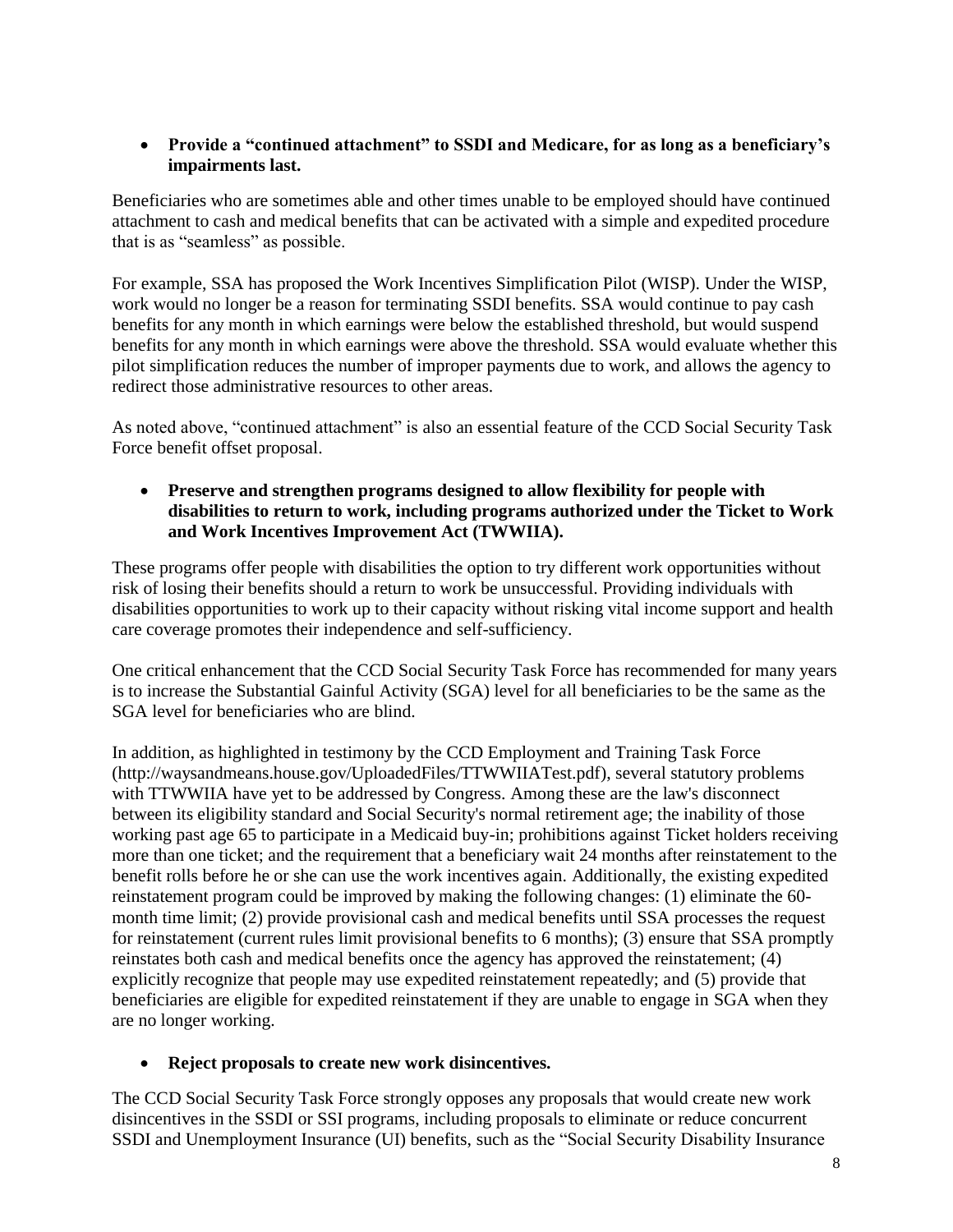- **Provide a "continued attachment" to SSDI and Medicare, for as long as a beneficiary's impairments last.**

Beneficiaries who are sometimes able and other times unable to be employed should have continued attachment to cash and medical benefits that can be activated with a simple and expedited procedure that is as "seamless" as possible.

For example, SSA has proposed the Work Incentives Simplification Pilot (WISP). Under the WISP, work would no longer be a reason for terminating SSDI benefits. SSA would continue to pay cash benefits for any month in which earnings were below the established threshold, but would suspend benefits for any month in which earnings were above the threshold. SSA would evaluate whether this pilot simplification reduces the number of improper payments due to work, and allows the agency to redirect those administrative resources to other areas.

As noted above, "continued attachment" is also an essential feature of the CCD Social Security Task Force benefit offset proposal.

- **Preserve and strengthen programs designed to allow flexibility for people with disabilities to return to work, including programs authorized under the Ticket to Work and Work Incentives Improvement Act (TWWIIA).**

These programs offer people with disabilities the option to try different work opportunities without risk of losing their benefits should a return to work be unsuccessful. Providing individuals with disabilities opportunities to work up to their capacity without risking vital income support and health care coverage promotes their independence and self-sufficiency.

One critical enhancement that the CCD Social Security Task Force has recommended for many years is to increase the Substantial Gainful Activity (SGA) level for all beneficiaries to be the same as the SGA level for beneficiaries who are blind.

In addition, as highlighted in testimony by the CCD Employment and Training Task Force (http://waysandmeans.house.gov/UploadedFiles/TTWWIIATest.pdf), several statutory problems with TTWWIIA have yet to be addressed by Congress. Among these are the law's disconnect between its eligibility standard and Social Security's normal retirement age; the inability of those working past age 65 to participate in a Medicaid buy-in; prohibitions against Ticket holders receiving more than one ticket; and the requirement that a beneficiary wait 24 months after reinstatement to the benefit rolls before he or she can use the work incentives again. Additionally, the existing expedited reinstatement program could be improved by making the following changes: (1) eliminate the 60-month time limit; (2) provide provisional cash and medical benefits until SSA processes the request for reinstatement (current rules limit provisional benefits to 6 months); (3) ensure that SSA promptly reinstates both cash and medical benefits once the agency has approved the reinstatement; (4) explicitly recognize that people may use expedited reinstatement repeatedly; and (5) provide that beneficiaries are eligible for expedited reinstatement if they are unable to engage in SGA when they are no longer working.

- **Reject proposals to create new work disincentives.**

The CCD Social Security Task Force strongly opposes any proposals that would create new work disincentives in the SSDI or SSI programs, including proposals to eliminate or reduce concurrent SSDI and Unemployment Insurance (UI) benefits, such as the "Social Security Disability Insurance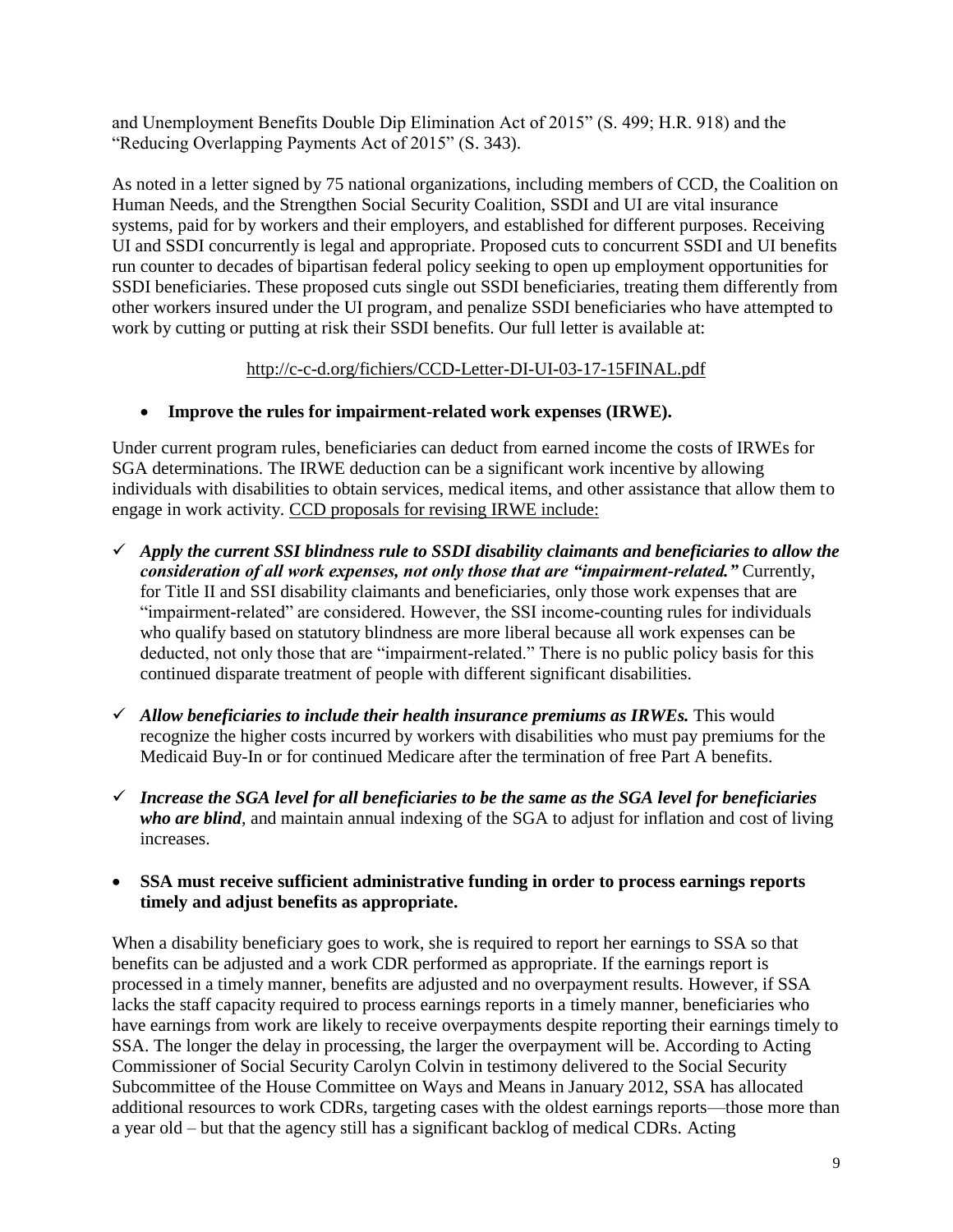and Unemployment Benefits Double Dip Elimination Act of 2015" (S. 499; H.R. 918) and the "Reducing Overlapping Payments Act of 2015" (S. 343).

As noted in a letter signed by 75 national organizations, including members of CCD, the Coalition on Human Needs, and the Strengthen Social Security Coalition, SSDI and UI are vital insurance systems, paid for by workers and their employers, and established for different purposes. Receiving UI and SSDI concurrently is legal and appropriate. Proposed cuts to concurrent SSDI and UI benefits run counter to decades of bipartisan federal policy seeking to open up employment opportunities for SSDI beneficiaries. These proposed cuts single out SSDI beneficiaries, treating them differently from other workers insured under the UI program, and penalize SSDI beneficiaries who have attempted to work by cutting or putting at risk their SSDI benefits. Our full letter is available at:

http://c-c-d.org/fichiers/CCD-Letter-DI-UI-03-17-15FINAL.pdf

- **Improve the rules for impairment-related work expenses (IRWE).**

Under current program rules, beneficiaries can deduct from earned income the costs of IRWEs for SGA determinations. The IRWE deduction can be a significant work incentive by allowing individuals with disabilities to obtain services, medical items, and other assistance that allow them to engage in work activity. CCD proposals for revising IRWE include:

- ✓ ***Apply the current SSI blindness rule to SSDI disability claimants and beneficiaries to allow the consideration of all work expenses, not only those that are "impairment-related."*** Currently, for Title II and SSI disability claimants and beneficiaries, only those work expenses that are "impairment-related" are considered. However, the SSI income-counting rules for individuals who qualify based on statutory blindness are more liberal because all work expenses can be deducted, not only those that are "impairment-related." There is no public policy basis for this continued disparate treatment of people with different significant disabilities.
- ✓ ***Allow beneficiaries to include their health insurance premiums as IRWEs.*** This would recognize the higher costs incurred by workers with disabilities who must pay premiums for the Medicaid Buy-In or for continued Medicare after the termination of free Part A benefits.
- ✓ ***Increase the SGA level for all beneficiaries to be the same as the SGA level for beneficiaries who are blind***, and maintain annual indexing of the SGA to adjust for inflation and cost of living increases.

- **SSA must receive sufficient administrative funding in order to process earnings reports timely and adjust benefits as appropriate.**

When a disability beneficiary goes to work, she is required to report her earnings to SSA so that benefits can be adjusted and a work CDR performed as appropriate. If the earnings report is processed in a timely manner, benefits are adjusted and no overpayment results. However, if SSA lacks the staff capacity required to process earnings reports in a timely manner, beneficiaries who have earnings from work are likely to receive overpayments despite reporting their earnings timely to SSA. The longer the delay in processing, the larger the overpayment will be. According to Acting Commissioner of Social Security Carolyn Colvin in testimony delivered to the Social Security Subcommittee of the House Committee on Ways and Means in January 2012, SSA has allocated additional resources to work CDRs, targeting cases with the oldest earnings reports—those more than a year old – but that the agency still has a significant backlog of medical CDRs. Acting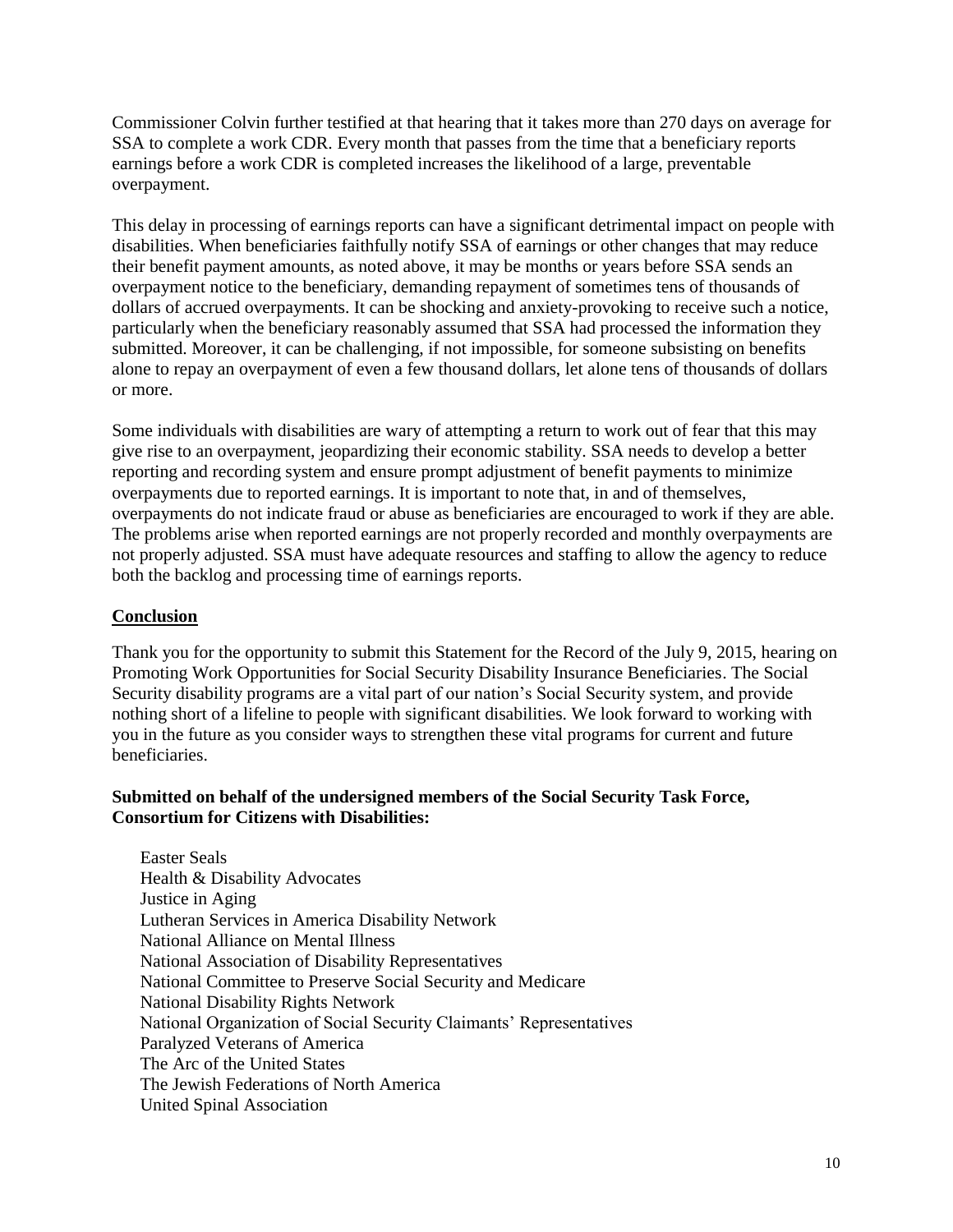Commissioner Colvin further testified at that hearing that it takes more than 270 days on average for SSA to complete a work CDR. Every month that passes from the time that a beneficiary reports earnings before a work CDR is completed increases the likelihood of a large, preventable overpayment.

This delay in processing of earnings reports can have a significant detrimental impact on people with disabilities. When beneficiaries faithfully notify SSA of earnings or other changes that may reduce their benefit payment amounts, as noted above, it may be months or years before SSA sends an overpayment notice to the beneficiary, demanding repayment of sometimes tens of thousands of dollars of accrued overpayments. It can be shocking and anxiety-provoking to receive such a notice, particularly when the beneficiary reasonably assumed that SSA had processed the information they submitted. Moreover, it can be challenging, if not impossible, for someone subsisting on benefits alone to repay an overpayment of even a few thousand dollars, let alone tens of thousands of dollars or more.

Some individuals with disabilities are wary of attempting a return to work out of fear that this may give rise to an overpayment, jeopardizing their economic stability. SSA needs to develop a better reporting and recording system and ensure prompt adjustment of benefit payments to minimize overpayments due to reported earnings. It is important to note that, in and of themselves, overpayments do not indicate fraud or abuse as beneficiaries are encouraged to work if they are able. The problems arise when reported earnings are not properly recorded and monthly overpayments are not properly adjusted. SSA must have adequate resources and staffing to allow the agency to reduce both the backlog and processing time of earnings reports.

## Conclusion

Thank you for the opportunity to submit this Statement for the Record of the July 9, 2015, hearing on Promoting Work Opportunities for Social Security Disability Insurance Beneficiaries. The Social Security disability programs are a vital part of our nation's Social Security system, and provide nothing short of a lifeline to people with significant disabilities. We look forward to working with you in the future as you consider ways to strengthen these vital programs for current and future beneficiaries.

**Submitted on behalf of the undersigned members of the Social Security Task Force, Consortium for Citizens with Disabilities:**

Easter Seals
Health & Disability Advocates
Justice in Aging
Lutheran Services in America Disability Network
National Alliance on Mental Illness
National Association of Disability Representatives
National Committee to Preserve Social Security and Medicare
National Disability Rights Network
National Organization of Social Security Claimants' Representatives
Paralyzed Veterans of America
The Arc of the United States
The Jewish Federations of North America
United Spinal Association